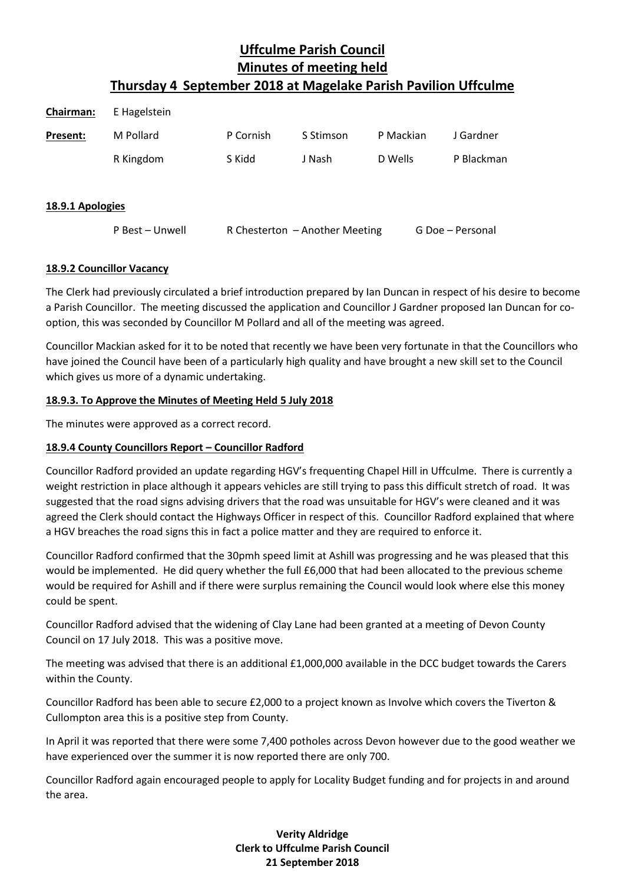# Uffculme Parish Council
# Minutes of meeting held
# Thursday 4 September 2018 at Magelake Parish Pavilion Uffculme

**Chairman:** E Hagelstein

| **Present:** | M Pollard | P Cornish | S Stimson | P Mackian | J Gardner |
|---|---|---|---|---|---|
| | R Kingdom | S Kidd | J Nash | D Wells | P Blackman |

### 18.9.1 Apologies

P Best – Unwell    R Chesterton – Another Meeting    G Doe – Personal

### 18.9.2 Councillor Vacancy

The Clerk had previously circulated a brief introduction prepared by Ian Duncan in respect of his desire to become a Parish Councillor. The meeting discussed the application and Councillor J Gardner proposed Ian Duncan for co-option, this was seconded by Councillor M Pollard and all of the meeting was agreed.

Councillor Mackian asked for it to be noted that recently we have been very fortunate in that the Councillors who have joined the Council have been of a particularly high quality and have brought a new skill set to the Council which gives us more of a dynamic undertaking.

### 18.9.3. To Approve the Minutes of Meeting Held 5 July 2018

The minutes were approved as a correct record.

### 18.9.4 County Councillors Report – Councillor Radford

Councillor Radford provided an update regarding HGV's frequenting Chapel Hill in Uffculme. There is currently a weight restriction in place although it appears vehicles are still trying to pass this difficult stretch of road. It was suggested that the road signs advising drivers that the road was unsuitable for HGV's were cleaned and it was agreed the Clerk should contact the Highways Officer in respect of this. Councillor Radford explained that where a HGV breaches the road signs this in fact a police matter and they are required to enforce it.

Councillor Radford confirmed that the 30pmh speed limit at Ashill was progressing and he was pleased that this would be implemented. He did query whether the full £6,000 that had been allocated to the previous scheme would be required for Ashill and if there were surplus remaining the Council would look where else this money could be spent.

Councillor Radford advised that the widening of Clay Lane had been granted at a meeting of Devon County Council on 17 July 2018. This was a positive move.

The meeting was advised that there is an additional £1,000,000 available in the DCC budget towards the Carers within the County.

Councillor Radford has been able to secure £2,000 to a project known as Involve which covers the Tiverton & Cullompton area this is a positive step from County.

In April it was reported that there were some 7,400 potholes across Devon however due to the good weather we have experienced over the summer it is now reported there are only 700.

Councillor Radford again encouraged people to apply for Locality Budget funding and for projects in and around the area.

**Verity Aldridge**
**Clerk to Uffculme Parish Council**
**21 September 2018**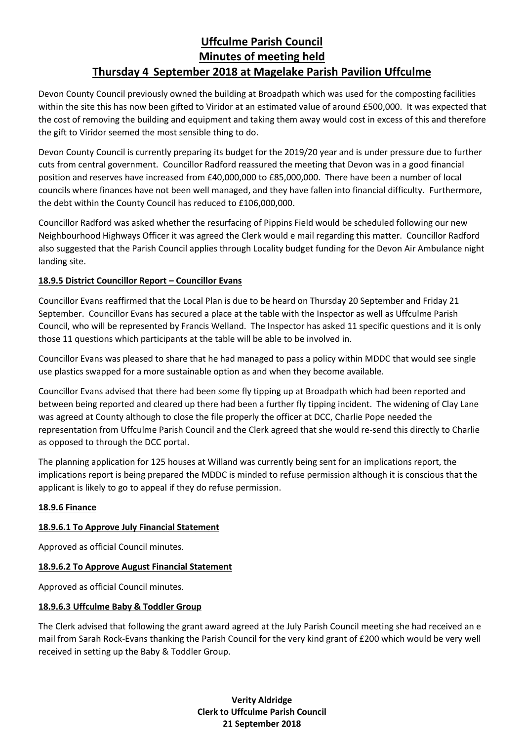# Uffculme Parish Council
# Minutes of meeting held
# Thursday 4 September 2018 at Magelake Parish Pavilion Uffculme

Devon County Council previously owned the building at Broadpath which was used for the composting facilities within the site this has now been gifted to Viridor at an estimated value of around £500,000. It was expected that the cost of removing the building and equipment and taking them away would cost in excess of this and therefore the gift to Viridor seemed the most sensible thing to do.

Devon County Council is currently preparing its budget for the 2019/20 year and is under pressure due to further cuts from central government. Councillor Radford reassured the meeting that Devon was in a good financial position and reserves have increased from £40,000,000 to £85,000,000. There have been a number of local councils where finances have not been well managed, and they have fallen into financial difficulty. Furthermore, the debt within the County Council has reduced to £106,000,000.

Councillor Radford was asked whether the resurfacing of Pippins Field would be scheduled following our new Neighbourhood Highways Officer it was agreed the Clerk would e mail regarding this matter. Councillor Radford also suggested that the Parish Council applies through Locality budget funding for the Devon Air Ambulance night landing site.

**18.9.5 District Councillor Report – Councillor Evans**

Councillor Evans reaffirmed that the Local Plan is due to be heard on Thursday 20 September and Friday 21 September. Councillor Evans has secured a place at the table with the Inspector as well as Uffculme Parish Council, who will be represented by Francis Welland. The Inspector has asked 11 specific questions and it is only those 11 questions which participants at the table will be able to be involved in.

Councillor Evans was pleased to share that he had managed to pass a policy within MDDC that would see single use plastics swapped for a more sustainable option as and when they become available.

Councillor Evans advised that there had been some fly tipping up at Broadpath which had been reported and between being reported and cleared up there had been a further fly tipping incident. The widening of Clay Lane was agreed at County although to close the file properly the officer at DCC, Charlie Pope needed the representation from Uffculme Parish Council and the Clerk agreed that she would re-send this directly to Charlie as opposed to through the DCC portal.

The planning application for 125 houses at Willand was currently being sent for an implications report, the implications report is being prepared the MDDC is minded to refuse permission although it is conscious that the applicant is likely to go to appeal if they do refuse permission.

**18.9.6 Finance**

**18.9.6.1 To Approve July Financial Statement**

Approved as official Council minutes.

**18.9.6.2 To Approve August Financial Statement**

Approved as official Council minutes.

**18.9.6.3 Uffculme Baby & Toddler Group**

The Clerk advised that following the grant award agreed at the July Parish Council meeting she had received an e mail from Sarah Rock-Evans thanking the Parish Council for the very kind grant of £200 which would be very well received in setting up the Baby & Toddler Group.

**Verity Aldridge**
**Clerk to Uffculme Parish Council**
**21 September 2018**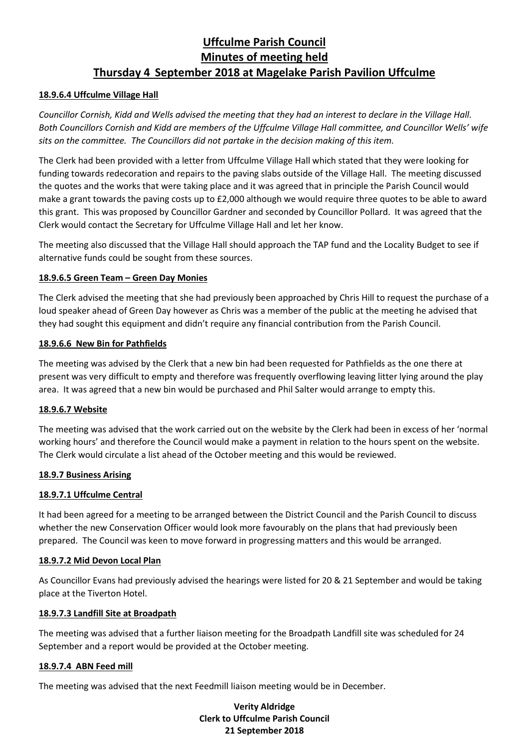# Uffculme Parish Council
# Minutes of meeting held
# Thursday 4 September 2018 at Magelake Parish Pavilion Uffculme

**18.9.6.4 Uffculme Village Hall**

*Councillor Cornish, Kidd and Wells advised the meeting that they had an interest to declare in the Village Hall. Both Councillors Cornish and Kidd are members of the Uffculme Village Hall committee, and Councillor Wells' wife sits on the committee. The Councillors did not partake in the decision making of this item.*

The Clerk had been provided with a letter from Uffculme Village Hall which stated that they were looking for funding towards redecoration and repairs to the paving slabs outside of the Village Hall. The meeting discussed the quotes and the works that were taking place and it was agreed that in principle the Parish Council would make a grant towards the paving costs up to £2,000 although we would require three quotes to be able to award this grant. This was proposed by Councillor Gardner and seconded by Councillor Pollard. It was agreed that the Clerk would contact the Secretary for Uffculme Village Hall and let her know.

The meeting also discussed that the Village Hall should approach the TAP fund and the Locality Budget to see if alternative funds could be sought from these sources.

**18.9.6.5 Green Team – Green Day Monies**

The Clerk advised the meeting that she had previously been approached by Chris Hill to request the purchase of a loud speaker ahead of Green Day however as Chris was a member of the public at the meeting he advised that they had sought this equipment and didn't require any financial contribution from the Parish Council.

**18.9.6.6 New Bin for Pathfields**

The meeting was advised by the Clerk that a new bin had been requested for Pathfields as the one there at present was very difficult to empty and therefore was frequently overflowing leaving litter lying around the play area. It was agreed that a new bin would be purchased and Phil Salter would arrange to empty this.

**18.9.6.7 Website**

The meeting was advised that the work carried out on the website by the Clerk had been in excess of her 'normal working hours' and therefore the Council would make a payment in relation to the hours spent on the website. The Clerk would circulate a list ahead of the October meeting and this would be reviewed.

**18.9.7 Business Arising**

**18.9.7.1 Uffculme Central**

It had been agreed for a meeting to be arranged between the District Council and the Parish Council to discuss whether the new Conservation Officer would look more favourably on the plans that had previously been prepared. The Council was keen to move forward in progressing matters and this would be arranged.

**18.9.7.2 Mid Devon Local Plan**

As Councillor Evans had previously advised the hearings were listed for 20 & 21 September and would be taking place at the Tiverton Hotel.

**18.9.7.3 Landfill Site at Broadpath**

The meeting was advised that a further liaison meeting for the Broadpath Landfill site was scheduled for 24 September and a report would be provided at the October meeting.

**18.9.7.4 ABN Feed mill**

The meeting was advised that the next Feedmill liaison meeting would be in December.

**Verity Aldridge**
**Clerk to Uffculme Parish Council**
**21 September 2018**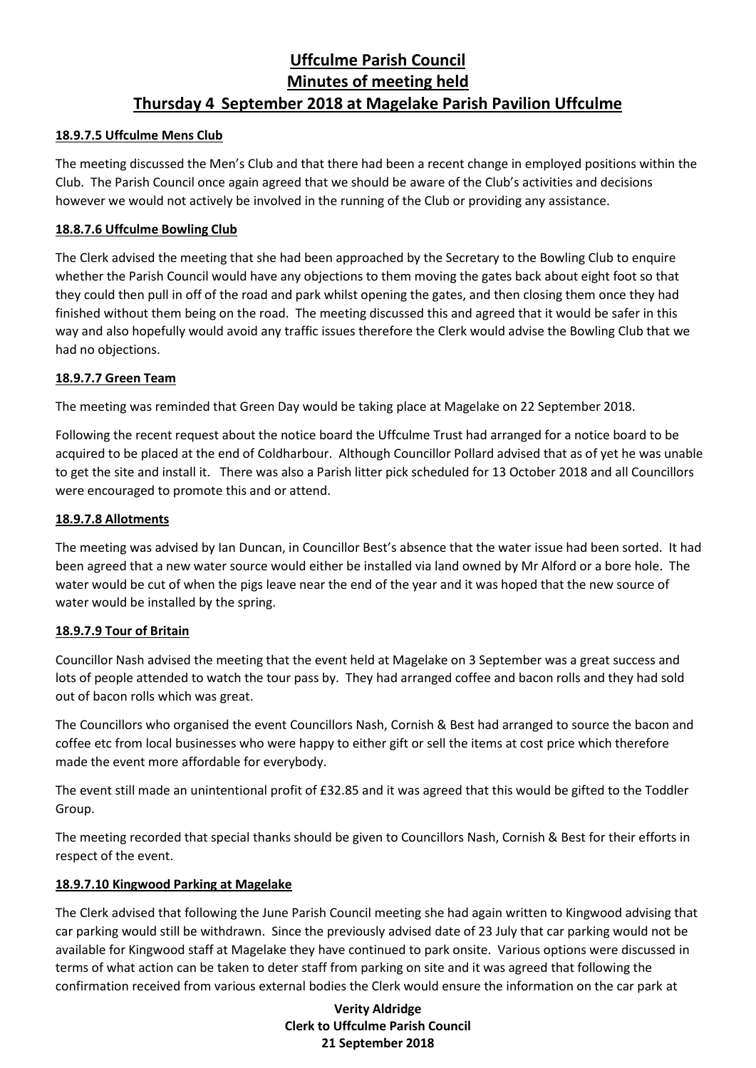# Uffculme Parish Council
## Minutes of meeting held
## Thursday 4 September 2018 at Magelake Parish Pavilion Uffculme

### 18.9.7.5 Uffculme Mens Club

The meeting discussed the Men's Club and that there had been a recent change in employed positions within the Club. The Parish Council once again agreed that we should be aware of the Club's activities and decisions however we would not actively be involved in the running of the Club or providing any assistance.

### 18.8.7.6 Uffculme Bowling Club

The Clerk advised the meeting that she had been approached by the Secretary to the Bowling Club to enquire whether the Parish Council would have any objections to them moving the gates back about eight foot so that they could then pull in off of the road and park whilst opening the gates, and then closing them once they had finished without them being on the road. The meeting discussed this and agreed that it would be safer in this way and also hopefully would avoid any traffic issues therefore the Clerk would advise the Bowling Club that we had no objections.

### 18.9.7.7 Green Team

The meeting was reminded that Green Day would be taking place at Magelake on 22 September 2018.

Following the recent request about the notice board the Uffculme Trust had arranged for a notice board to be acquired to be placed at the end of Coldharbour. Although Councillor Pollard advised that as of yet he was unable to get the site and install it. There was also a Parish litter pick scheduled for 13 October 2018 and all Councillors were encouraged to promote this and or attend.

### 18.9.7.8 Allotments

The meeting was advised by Ian Duncan, in Councillor Best's absence that the water issue had been sorted. It had been agreed that a new water source would either be installed via land owned by Mr Alford or a bore hole. The water would be cut of when the pigs leave near the end of the year and it was hoped that the new source of water would be installed by the spring.

### 18.9.7.9 Tour of Britain

Councillor Nash advised the meeting that the event held at Magelake on 3 September was a great success and lots of people attended to watch the tour pass by. They had arranged coffee and bacon rolls and they had sold out of bacon rolls which was great.

The Councillors who organised the event Councillors Nash, Cornish & Best had arranged to source the bacon and coffee etc from local businesses who were happy to either gift or sell the items at cost price which therefore made the event more affordable for everybody.

The event still made an unintentional profit of £32.85 and it was agreed that this would be gifted to the Toddler Group.

The meeting recorded that special thanks should be given to Councillors Nash, Cornish & Best for their efforts in respect of the event.

### 18.9.7.10 Kingwood Parking at Magelake

The Clerk advised that following the June Parish Council meeting she had again written to Kingwood advising that car parking would still be withdrawn. Since the previously advised date of 23 July that car parking would not be available for Kingwood staff at Magelake they have continued to park onsite. Various options were discussed in terms of what action can be taken to deter staff from parking on site and it was agreed that following the confirmation received from various external bodies the Clerk would ensure the information on the car park at

**Verity Aldridge**
**Clerk to Uffculme Parish Council**
**21 September 2018**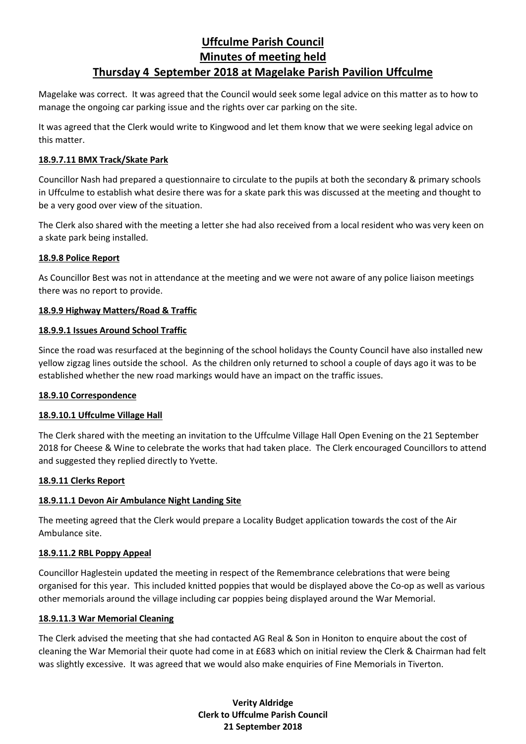# Uffculme Parish Council
## Minutes of meeting held
## Thursday 4 September 2018 at Magelake Parish Pavilion Uffculme

Magelake was correct. It was agreed that the Council would seek some legal advice on this matter as to how to manage the ongoing car parking issue and the rights over car parking on the site.

It was agreed that the Clerk would write to Kingwood and let them know that we were seeking legal advice on this matter.

### 18.9.7.11 BMX Track/Skate Park

Councillor Nash had prepared a questionnaire to circulate to the pupils at both the secondary & primary schools in Uffculme to establish what desire there was for a skate park this was discussed at the meeting and thought to be a very good over view of the situation.

The Clerk also shared with the meeting a letter she had also received from a local resident who was very keen on a skate park being installed.

### 18.9.8 Police Report

As Councillor Best was not in attendance at the meeting and we were not aware of any police liaison meetings there was no report to provide.

### 18.9.9 Highway Matters/Road & Traffic

### 18.9.9.1 Issues Around School Traffic

Since the road was resurfaced at the beginning of the school holidays the County Council have also installed new yellow zigzag lines outside the school. As the children only returned to school a couple of days ago it was to be established whether the new road markings would have an impact on the traffic issues.

### 18.9.10 Correspondence

### 18.9.10.1 Uffculme Village Hall

The Clerk shared with the meeting an invitation to the Uffculme Village Hall Open Evening on the 21 September 2018 for Cheese & Wine to celebrate the works that had taken place. The Clerk encouraged Councillors to attend and suggested they replied directly to Yvette.

### 18.9.11 Clerks Report

### 18.9.11.1 Devon Air Ambulance Night Landing Site

The meeting agreed that the Clerk would prepare a Locality Budget application towards the cost of the Air Ambulance site.

### 18.9.11.2 RBL Poppy Appeal

Councillor Haglestein updated the meeting in respect of the Remembrance celebrations that were being organised for this year. This included knitted poppies that would be displayed above the Co-op as well as various other memorials around the village including car poppies being displayed around the War Memorial.

### 18.9.11.3 War Memorial Cleaning

The Clerk advised the meeting that she had contacted AG Real & Son in Honiton to enquire about the cost of cleaning the War Memorial their quote had come in at £683 which on initial review the Clerk & Chairman had felt was slightly excessive. It was agreed that we would also make enquiries of Fine Memorials in Tiverton.

**Verity Aldridge**
**Clerk to Uffculme Parish Council**
**21 September 2018**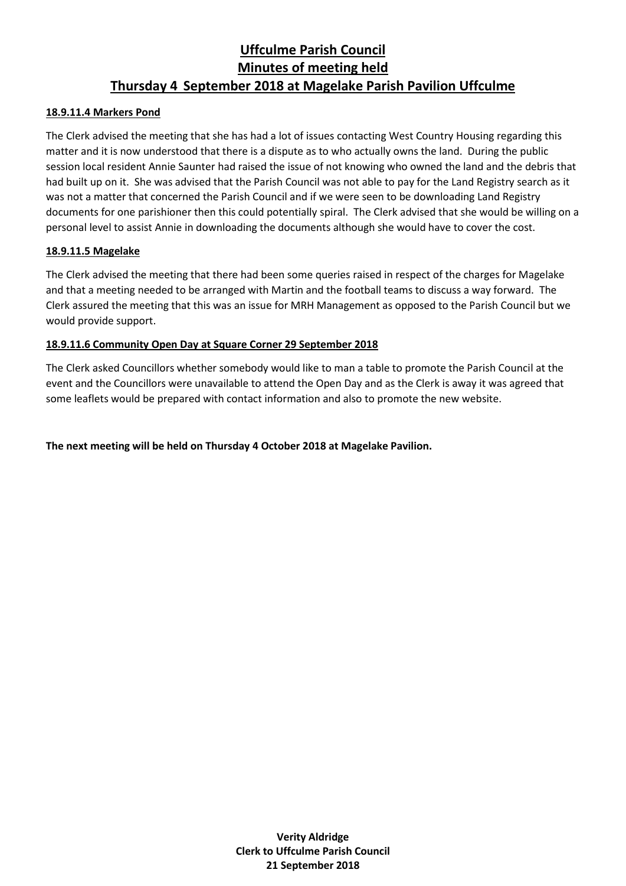**Uffculme Parish Council**
**Minutes of meeting held**
**Thursday 4 September 2018 at Magelake Parish Pavilion Uffculme**

**18.9.11.4 Markers Pond**

The Clerk advised the meeting that she has had a lot of issues contacting West Country Housing regarding this matter and it is now understood that there is a dispute as to who actually owns the land. During the public session local resident Annie Saunter had raised the issue of not knowing who owned the land and the debris that had built up on it. She was advised that the Parish Council was not able to pay for the Land Registry search as it was not a matter that concerned the Parish Council and if we were seen to be downloading Land Registry documents for one parishioner then this could potentially spiral. The Clerk advised that she would be willing on a personal level to assist Annie in downloading the documents although she would have to cover the cost.

**18.9.11.5 Magelake**

The Clerk advised the meeting that there had been some queries raised in respect of the charges for Magelake and that a meeting needed to be arranged with Martin and the football teams to discuss a way forward. The Clerk assured the meeting that this was an issue for MRH Management as opposed to the Parish Council but we would provide support.

**18.9.11.6 Community Open Day at Square Corner 29 September 2018**

The Clerk asked Councillors whether somebody would like to man a table to promote the Parish Council at the event and the Councillors were unavailable to attend the Open Day and as the Clerk is away it was agreed that some leaflets would be prepared with contact information and also to promote the new website.

**The next meeting will be held on Thursday 4 October 2018 at Magelake Pavilion.**

**Verity Aldridge**
**Clerk to Uffculme Parish Council**
**21 September 2018**